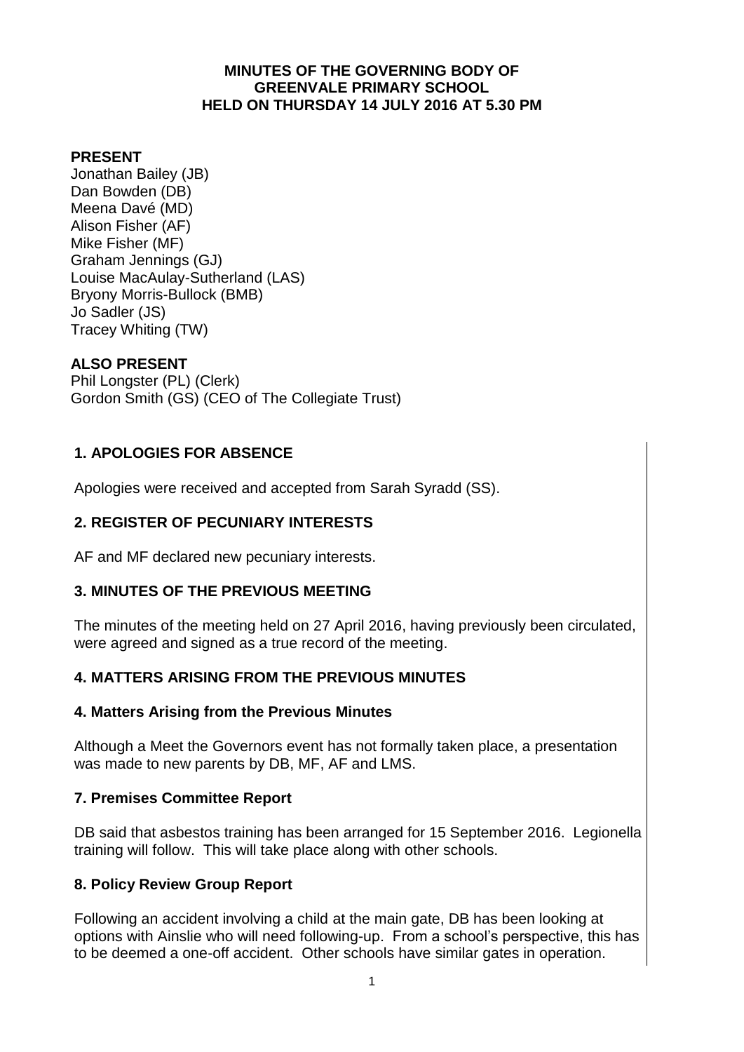**MINUTES OF THE GOVERNING BODY OF GREENVALE PRIMARY SCHOOL HELD ON THURSDAY 14 JULY 2016 AT 5.30 PM**

**PRESENT**

Jonathan Bailey (JB)
Dan Bowden (DB)
Meena Davé (MD)
Alison Fisher (AF)
Mike Fisher (MF)
Graham Jennings (GJ)
Louise MacAulay-Sutherland (LAS)
Bryony Morris-Bullock (BMB)
Jo Sadler (JS)
Tracey Whiting (TW)

**ALSO PRESENT**

Phil Longster (PL) (Clerk)
Gordon Smith (GS) (CEO of The Collegiate Trust)

## 1. APOLOGIES FOR ABSENCE

Apologies were received and accepted from Sarah Syradd (SS).

## 2. REGISTER OF PECUNIARY INTERESTS

AF and MF declared new pecuniary interests.

## 3. MINUTES OF THE PREVIOUS MEETING

The minutes of the meeting held on 27 April 2016, having previously been circulated, were agreed and signed as a true record of the meeting.

## 4. MATTERS ARISING FROM THE PREVIOUS MINUTES

### 4. Matters Arising from the Previous Minutes

Although a Meet the Governors event has not formally taken place, a presentation was made to new parents by DB, MF, AF and LMS.

### 7. Premises Committee Report

DB said that asbestos training has been arranged for 15 September 2016. Legionella training will follow. This will take place along with other schools.

### 8. Policy Review Group Report

Following an accident involving a child at the main gate, DB has been looking at options with Ainslie who will need following-up. From a school's perspective, this has to be deemed a one-off accident. Other schools have similar gates in operation.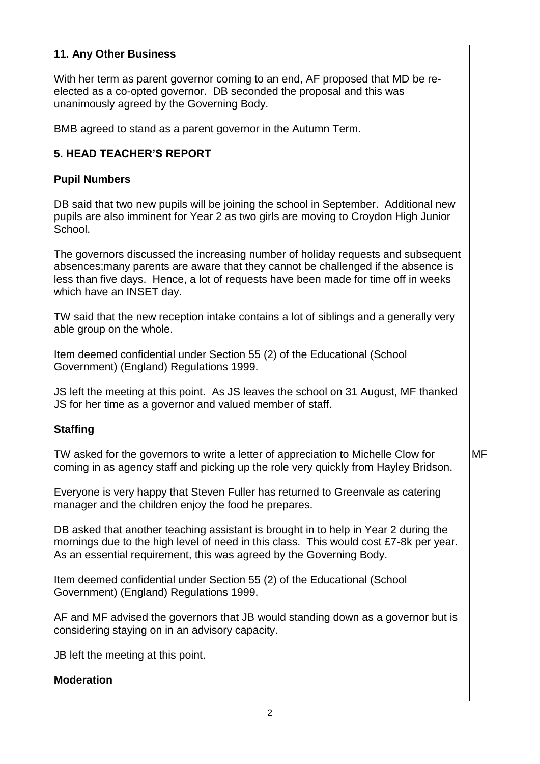## 11. Any Other Business

With her term as parent governor coming to an end, AF proposed that MD be re-elected as a co-opted governor. DB seconded the proposal and this was unanimously agreed by the Governing Body.

BMB agreed to stand as a parent governor in the Autumn Term.

## 5. HEAD TEACHER'S REPORT

### Pupil Numbers

DB said that two new pupils will be joining the school in September. Additional new pupils are also imminent for Year 2 as two girls are moving to Croydon High Junior School.

The governors discussed the increasing number of holiday requests and subsequent absences;many parents are aware that they cannot be challenged if the absence is less than five days. Hence, a lot of requests have been made for time off in weeks which have an INSET day.

TW said that the new reception intake contains a lot of siblings and a generally very able group on the whole.

Item deemed confidential under Section 55 (2) of the Educational (School Government) (England) Regulations 1999.

JS left the meeting at this point. As JS leaves the school on 31 August, MF thanked JS for her time as a governor and valued member of staff.

### Staffing

TW asked for the governors to write a letter of appreciation to Michelle Clow for coming in as agency staff and picking up the role very quickly from Hayley Bridson. MF

Everyone is very happy that Steven Fuller has returned to Greenvale as catering manager and the children enjoy the food he prepares.

DB asked that another teaching assistant is brought in to help in Year 2 during the mornings due to the high level of need in this class. This would cost £7-8k per year. As an essential requirement, this was agreed by the Governing Body.

Item deemed confidential under Section 55 (2) of the Educational (School Government) (England) Regulations 1999.

AF and MF advised the governors that JB would standing down as a governor but is considering staying on in an advisory capacity.

JB left the meeting at this point.

### Moderation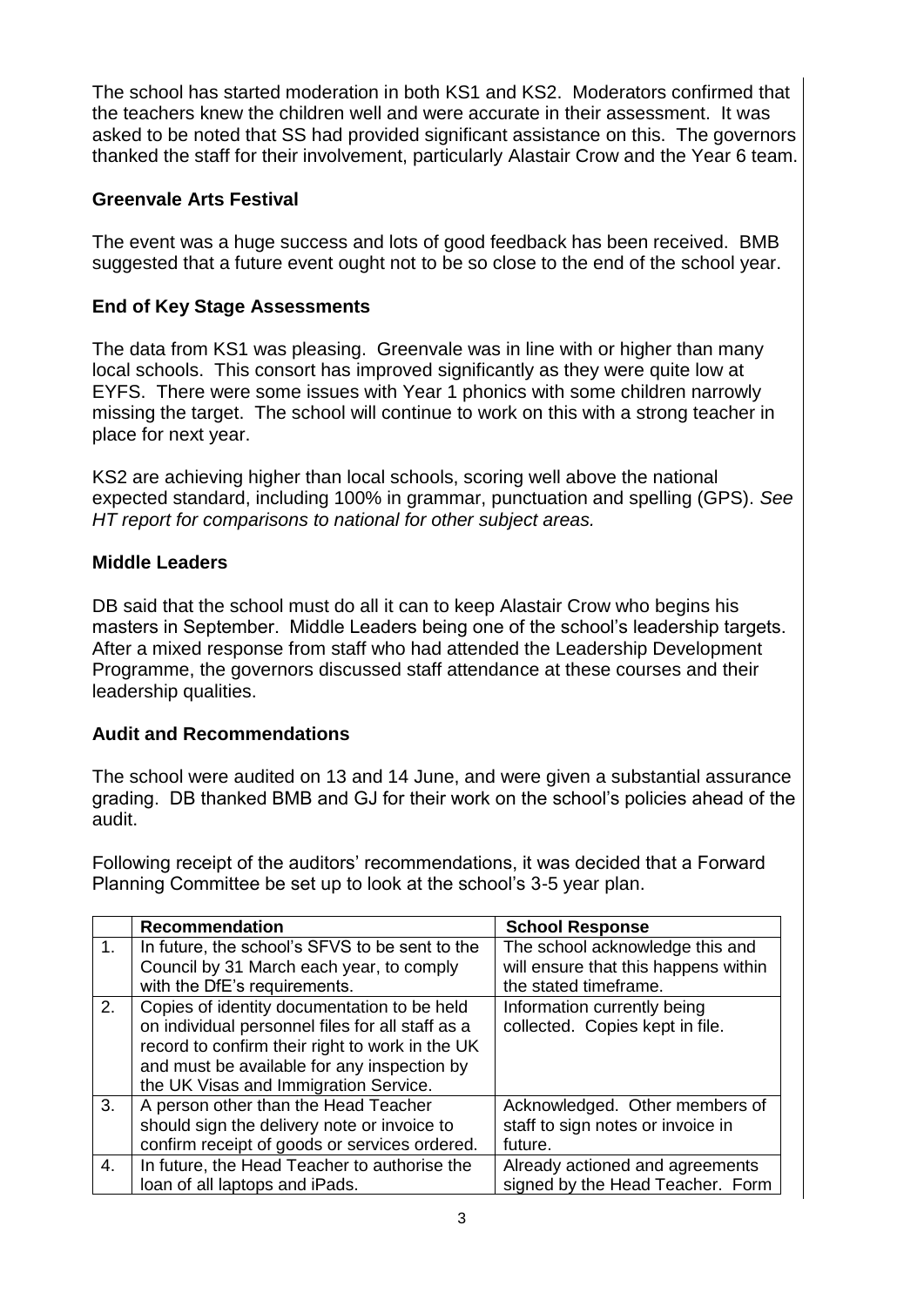The school has started moderation in both KS1 and KS2. Moderators confirmed that the teachers knew the children well and were accurate in their assessment. It was asked to be noted that SS had provided significant assistance on this. The governors thanked the staff for their involvement, particularly Alastair Crow and the Year 6 team.

**Greenvale Arts Festival**

The event was a huge success and lots of good feedback has been received. BMB suggested that a future event ought not to be so close to the end of the school year.

**End of Key Stage Assessments**

The data from KS1 was pleasing. Greenvale was in line with or higher than many local schools. This consort has improved significantly as they were quite low at EYFS. There were some issues with Year 1 phonics with some children narrowly missing the target. The school will continue to work on this with a strong teacher in place for next year.

KS2 are achieving higher than local schools, scoring well above the national expected standard, including 100% in grammar, punctuation and spelling (GPS). *See HT report for comparisons to national for other subject areas.*

**Middle Leaders**

DB said that the school must do all it can to keep Alastair Crow who begins his masters in September. Middle Leaders being one of the school's leadership targets. After a mixed response from staff who had attended the Leadership Development Programme, the governors discussed staff attendance at these courses and their leadership qualities.

**Audit and Recommendations**

The school were audited on 13 and 14 June, and were given a substantial assurance grading. DB thanked BMB and GJ for their work on the school's policies ahead of the audit.

Following receipt of the auditors' recommendations, it was decided that a Forward Planning Committee be set up to look at the school's 3-5 year plan.

| | Recommendation | School Response |
|---|---|---|
| 1. | In future, the school's SFVS to be sent to the Council by 31 March each year, to comply with the DfE's requirements. | The school acknowledge this and will ensure that this happens within the stated timeframe. |
| 2. | Copies of identity documentation to be held on individual personnel files for all staff as a record to confirm their right to work in the UK and must be available for any inspection by the UK Visas and Immigration Service. | Information currently being collected. Copies kept in file. |
| 3. | A person other than the Head Teacher should sign the delivery note or invoice to confirm receipt of goods or services ordered. | Acknowledged. Other members of staff to sign notes or invoice in future. |
| 4. | In future, the Head Teacher to authorise the loan of all laptops and iPads. | Already actioned and agreements signed by the Head Teacher. Form |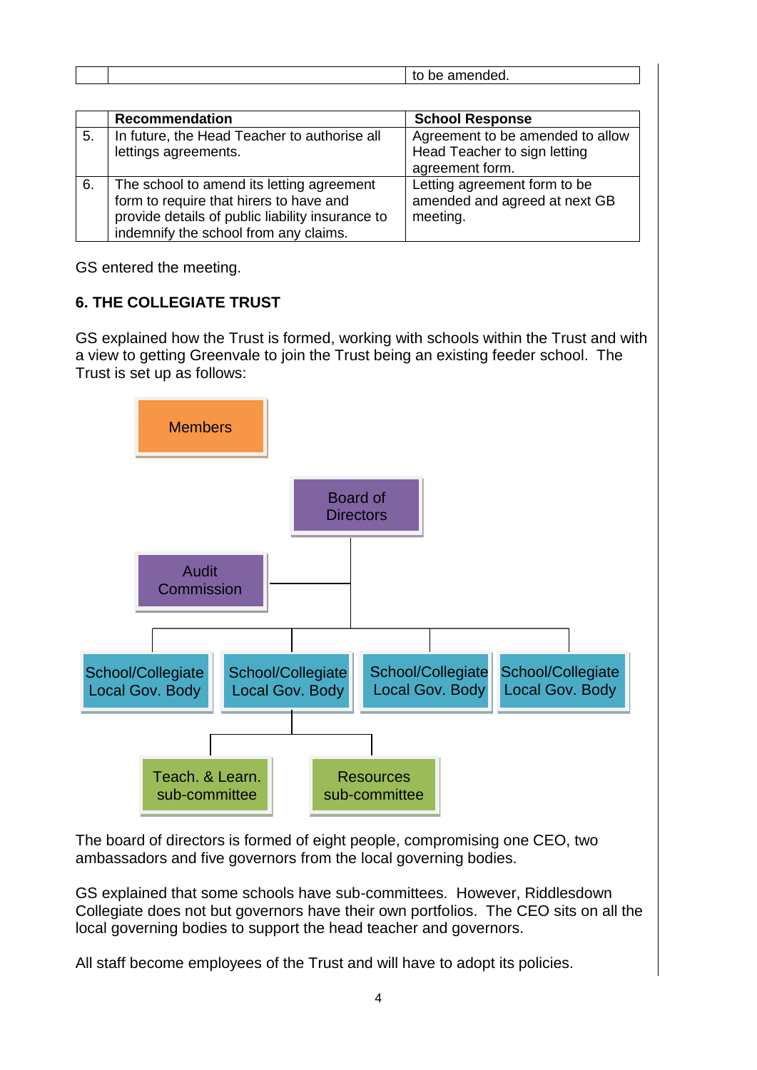| | | |
|---|---|---|
| | | to be amended. |

| | Recommendation | School Response |
|---|---|---|
| 5. | In future, the Head Teacher to authorise all lettings agreements. | Agreement to be amended to allow Head Teacher to sign letting agreement form. |
| 6. | The school to amend its letting agreement form to require that hirers to have and provide details of public liability insurance to indemnify the school from any claims. | Letting agreement form to be amended and agreed at next GB meeting. |

GS entered the meeting.

## 6. THE COLLEGIATE TRUST

GS explained how the Trust is formed, working with schools within the Trust and with a view to getting Greenvale to join the Trust being an existing feeder school. The Trust is set up as follows:

Members

Board of Directors

Audit Commission

School/Collegiate Local Gov. Body

School/Collegiate Local Gov. Body

School/Collegiate Local Gov. Body

School/Collegiate Local Gov. Body

Teach. & Learn. sub-committee

Resources sub-committee

The board of directors is formed of eight people, compromising one CEO, two ambassadors and five governors from the local governing bodies.

GS explained that some schools have sub-committees. However, Riddlesdown Collegiate does not but governors have their own portfolios. The CEO sits on all the local governing bodies to support the head teacher and governors.

All staff become employees of the Trust and will have to adopt its policies.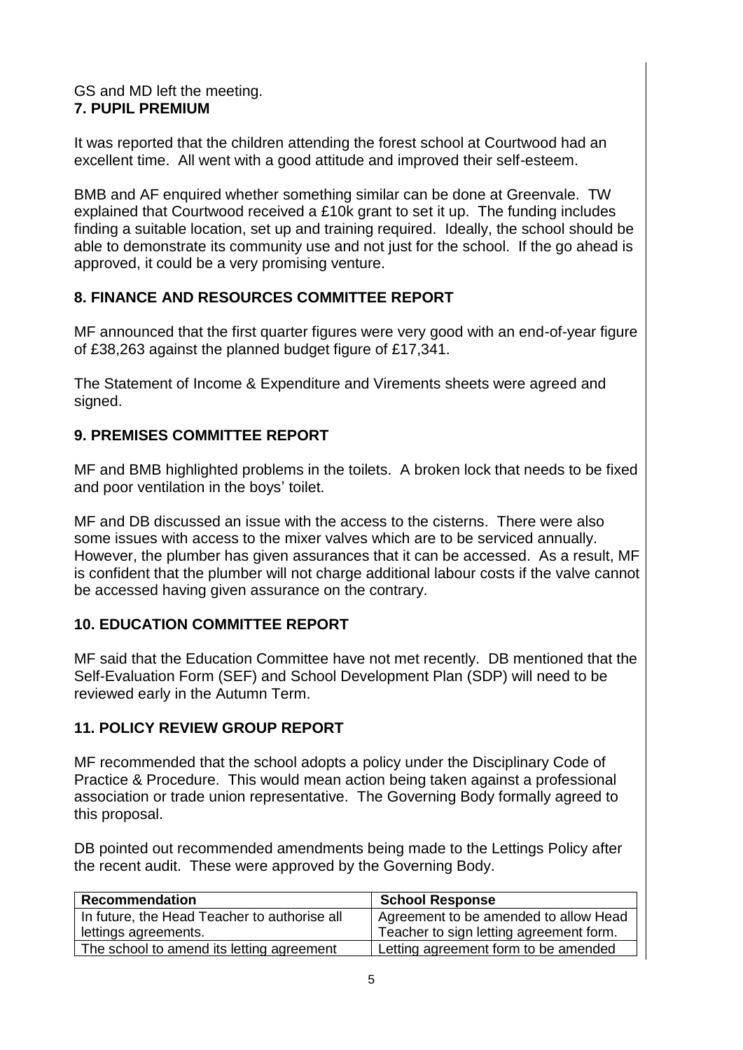GS and MD left the meeting.

**7. PUPIL PREMIUM**

It was reported that the children attending the forest school at Courtwood had an excellent time. All went with a good attitude and improved their self-esteem.

BMB and AF enquired whether something similar can be done at Greenvale. TW explained that Courtwood received a £10k grant to set it up. The funding includes finding a suitable location, set up and training required. Ideally, the school should be able to demonstrate its community use and not just for the school. If the go ahead is approved, it could be a very promising venture.

**8. FINANCE AND RESOURCES COMMITTEE REPORT**

MF announced that the first quarter figures were very good with an end-of-year figure of £38,263 against the planned budget figure of £17,341.

The Statement of Income & Expenditure and Virements sheets were agreed and signed.

**9. PREMISES COMMITTEE REPORT**

MF and BMB highlighted problems in the toilets. A broken lock that needs to be fixed and poor ventilation in the boys' toilet.

MF and DB discussed an issue with the access to the cisterns. There were also some issues with access to the mixer valves which are to be serviced annually. However, the plumber has given assurances that it can be accessed. As a result, MF is confident that the plumber will not charge additional labour costs if the valve cannot be accessed having given assurance on the contrary.

**10. EDUCATION COMMITTEE REPORT**

MF said that the Education Committee have not met recently. DB mentioned that the Self-Evaluation Form (SEF) and School Development Plan (SDP) will need to be reviewed early in the Autumn Term.

**11. POLICY REVIEW GROUP REPORT**

MF recommended that the school adopts a policy under the Disciplinary Code of Practice & Procedure. This would mean action being taken against a professional association or trade union representative. The Governing Body formally agreed to this proposal.

DB pointed out recommended amendments being made to the Lettings Policy after the recent audit. These were approved by the Governing Body.

| Recommendation | School Response |
|---|---|
| In future, the Head Teacher to authorise all lettings agreements. | Agreement to be amended to allow Head Teacher to sign letting agreement form. |
| The school to amend its letting agreement | Letting agreement form to be amended |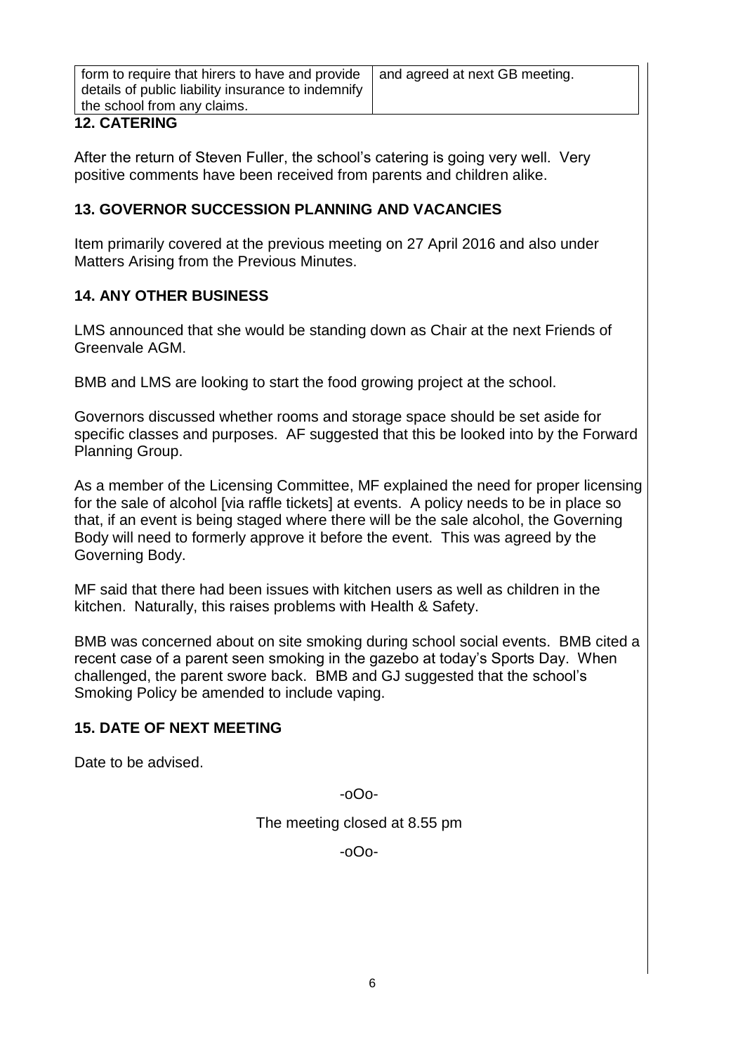| | |
|---|---|
| form to require that hirers to have and provide details of public liability insurance to indemnify the school from any claims. | and agreed at next GB meeting. |

## 12. CATERING

After the return of Steven Fuller, the school's catering is going very well. Very positive comments have been received from parents and children alike.

## 13. GOVERNOR SUCCESSION PLANNING AND VACANCIES

Item primarily covered at the previous meeting on 27 April 2016 and also under Matters Arising from the Previous Minutes.

## 14. ANY OTHER BUSINESS

LMS announced that she would be standing down as Chair at the next Friends of Greenvale AGM.

BMB and LMS are looking to start the food growing project at the school.

Governors discussed whether rooms and storage space should be set aside for specific classes and purposes. AF suggested that this be looked into by the Forward Planning Group.

As a member of the Licensing Committee, MF explained the need for proper licensing for the sale of alcohol [via raffle tickets] at events. A policy needs to be in place so that, if an event is being staged where there will be the sale alcohol, the Governing Body will need to formerly approve it before the event. This was agreed by the Governing Body.

MF said that there had been issues with kitchen users as well as children in the kitchen. Naturally, this raises problems with Health & Safety.

BMB was concerned about on site smoking during school social events. BMB cited a recent case of a parent seen smoking in the gazebo at today's Sports Day. When challenged, the parent swore back. BMB and GJ suggested that the school's Smoking Policy be amended to include vaping.

## 15. DATE OF NEXT MEETING

Date to be advised.

-oOo-

The meeting closed at 8.55 pm

-oOo-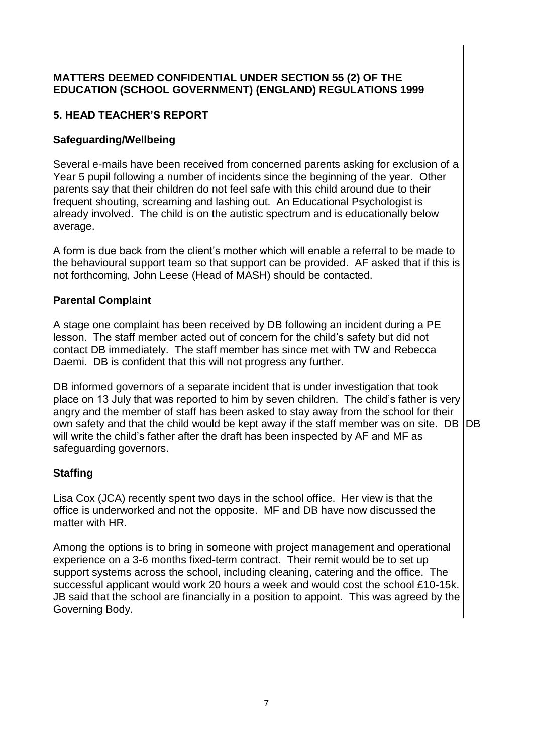**MATTERS DEEMED CONFIDENTIAL UNDER SECTION 55 (2) OF THE EDUCATION (SCHOOL GOVERNMENT) (ENGLAND) REGULATIONS 1999**

## 5. HEAD TEACHER'S REPORT

### Safeguarding/Wellbeing

Several e-mails have been received from concerned parents asking for exclusion of a Year 5 pupil following a number of incidents since the beginning of the year. Other parents say that their children do not feel safe with this child around due to their frequent shouting, screaming and lashing out. An Educational Psychologist is already involved. The child is on the autistic spectrum and is educationally below average.

A form is due back from the client's mother which will enable a referral to be made to the behavioural support team so that support can be provided. AF asked that if this is not forthcoming, John Leese (Head of MASH) should be contacted.

### Parental Complaint

A stage one complaint has been received by DB following an incident during a PE lesson. The staff member acted out of concern for the child's safety but did not contact DB immediately. The staff member has since met with TW and Rebecca Daemi. DB is confident that this will not progress any further.

DB informed governors of a separate incident that is under investigation that took place on 13 July that was reported to him by seven children. The child's father is very angry and the member of staff has been asked to stay away from the school for their own safety and that the child would be kept away if the staff member was on site. DB will write the child's father after the draft has been inspected by AF and MF as safeguarding governors. **DB**

### Staffing

Lisa Cox (JCA) recently spent two days in the school office. Her view is that the office is underworked and not the opposite. MF and DB have now discussed the matter with HR.

Among the options is to bring in someone with project management and operational experience on a 3-6 months fixed-term contract. Their remit would be to set up support systems across the school, including cleaning, catering and the office. The successful applicant would work 20 hours a week and would cost the school £10-15k. JB said that the school are financially in a position to appoint. This was agreed by the Governing Body.